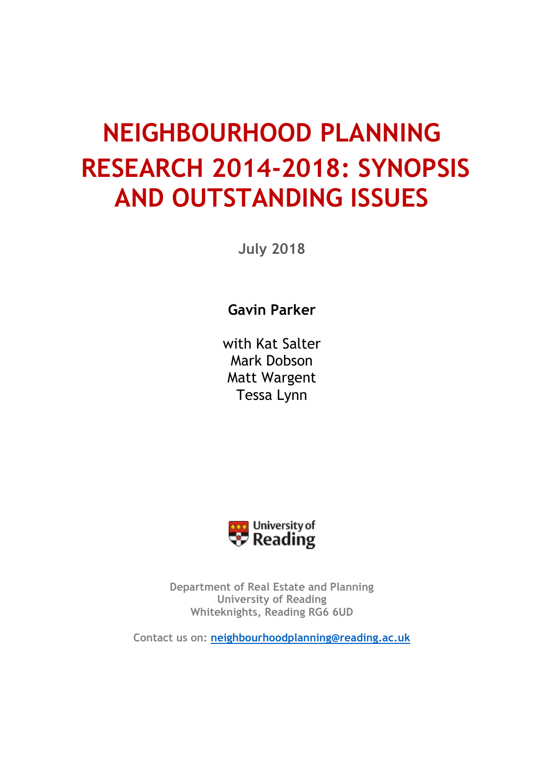# NEIGHBOURHOOD PLANNING RESEARCH 2014-2018: SYNOPSIS AND OUTSTANDING ISSUES

July 2018

**Gavin Parker**

with Kat Salter
Mark Dobson
Matt Wargent
Tessa Lynn

University of Reading

Department of Real Estate and Planning
University of Reading
Whiteknights, Reading RG6 6UD

Contact us on: neighbourhoodplanning@reading.ac.uk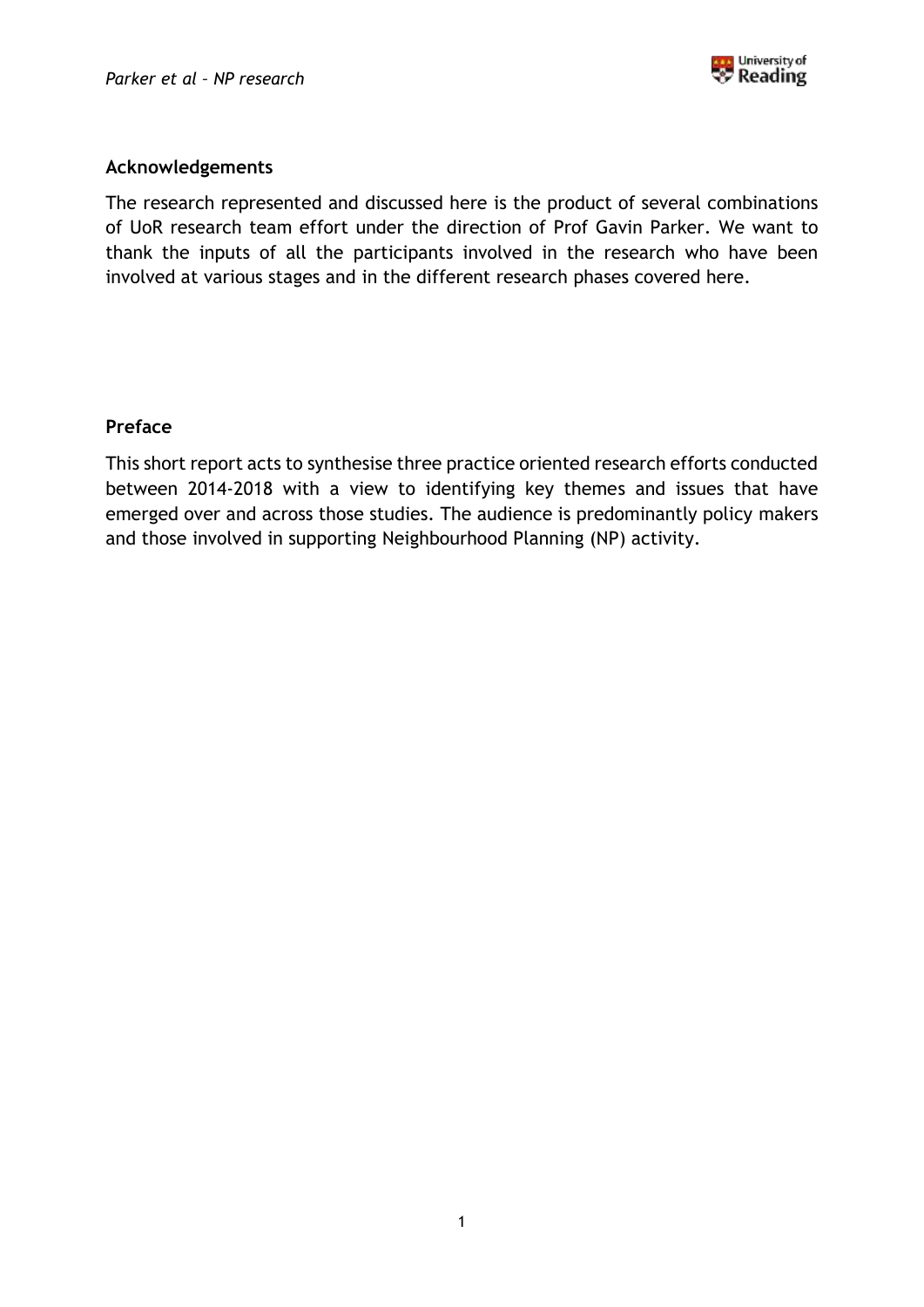## Acknowledgements

The research represented and discussed here is the product of several combinations of UoR research team effort under the direction of Prof Gavin Parker. We want to thank the inputs of all the participants involved in the research who have been involved at various stages and in the different research phases covered here.

## Preface

This short report acts to synthesise three practice oriented research efforts conducted between 2014-2018 with a view to identifying key themes and issues that have emerged over and across those studies. The audience is predominantly policy makers and those involved in supporting Neighbourhood Planning (NP) activity.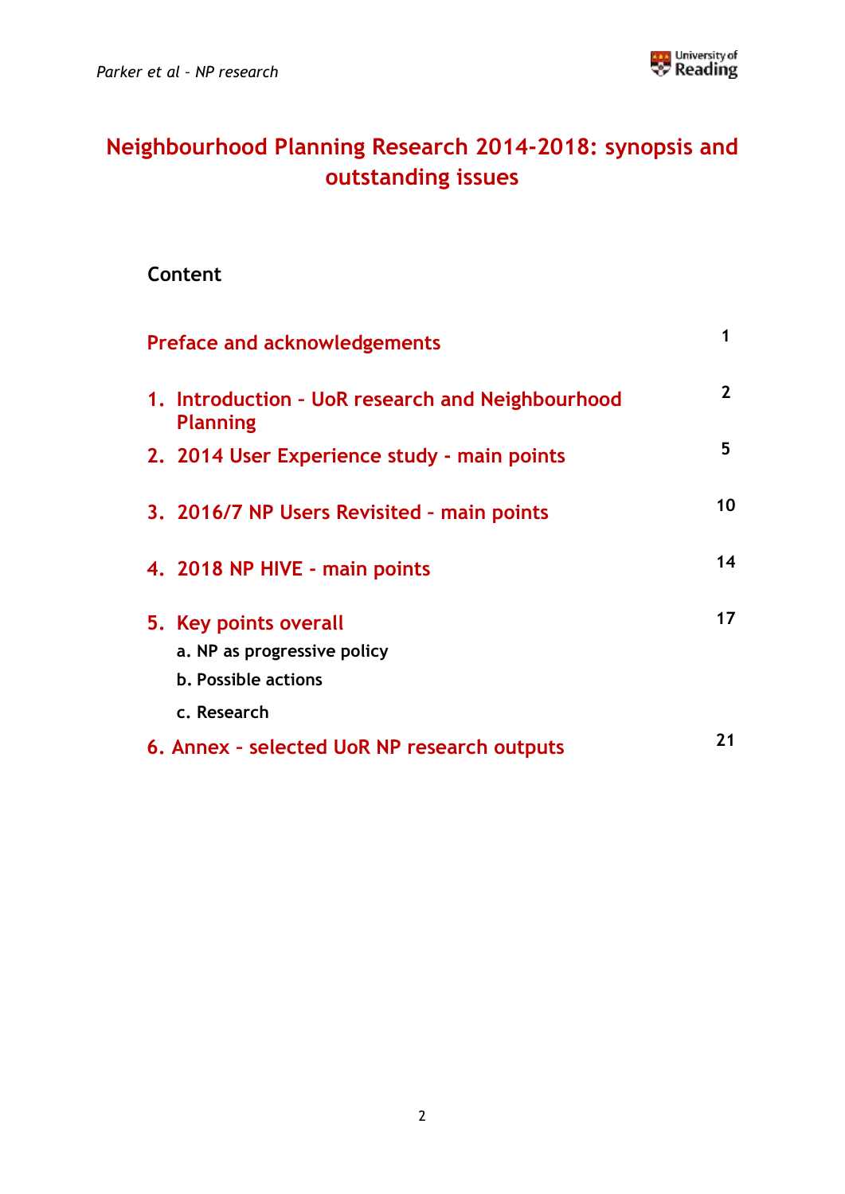# Neighbourhood Planning Research 2014-2018: synopsis and outstanding issues

## Content

| | |
|---|---|
| Preface and acknowledgements | 1 |
| 1. Introduction – UoR research and Neighbourhood Planning | 2 |
| 2. 2014 User Experience study - main points | 5 |
| 3. 2016/7 NP Users Revisited – main points | 10 |
| 4. 2018 NP HIVE - main points | 14 |
| 5. Key points overall | 17 |
| a. NP as progressive policy | |
| b. Possible actions | |
| c. Research | |
| 6. Annex - selected UoR NP research outputs | 21 |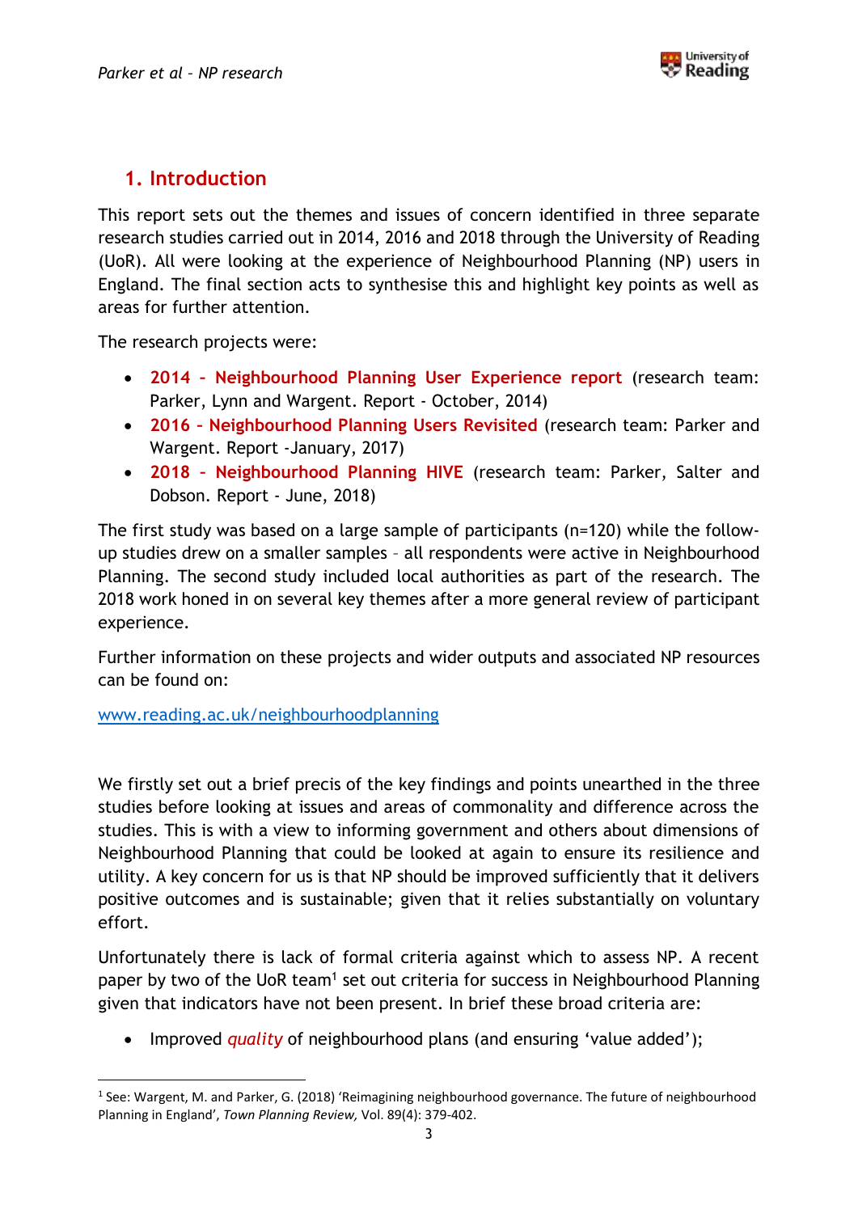## 1. Introduction

This report sets out the themes and issues of concern identified in three separate research studies carried out in 2014, 2016 and 2018 through the University of Reading (UoR). All were looking at the experience of Neighbourhood Planning (NP) users in England. The final section acts to synthesise this and highlight key points as well as areas for further attention.

The research projects were:

- **2014 – Neighbourhood Planning User Experience report** (research team: Parker, Lynn and Wargent. Report - October, 2014)
- **2016 – Neighbourhood Planning Users Revisited** (research team: Parker and Wargent. Report -January, 2017)
- **2018 – Neighbourhood Planning HIVE** (research team: Parker, Salter and Dobson. Report - June, 2018)

The first study was based on a large sample of participants (n=120) while the follow-up studies drew on a smaller samples – all respondents were active in Neighbourhood Planning. The second study included local authorities as part of the research. The 2018 work honed in on several key themes after a more general review of participant experience.

Further information on these projects and wider outputs and associated NP resources can be found on:

www.reading.ac.uk/neighbourhoodplanning

We firstly set out a brief precis of the key findings and points unearthed in the three studies before looking at issues and areas of commonality and difference across the studies. This is with a view to informing government and others about dimensions of Neighbourhood Planning that could be looked at again to ensure its resilience and utility. A key concern for us is that NP should be improved sufficiently that it delivers positive outcomes and is sustainable; given that it relies substantially on voluntary effort.

Unfortunately there is lack of formal criteria against which to assess NP. A recent paper by two of the UoR team[1] set out criteria for success in Neighbourhood Planning given that indicators have not been present. In brief these broad criteria are:

- Improved *quality* of neighbourhood plans (and ensuring 'value added');

[1] See: Wargent, M. and Parker, G. (2018) 'Reimagining neighbourhood governance. The future of neighbourhood Planning in England', *Town Planning Review,* Vol. 89(4): 379-402.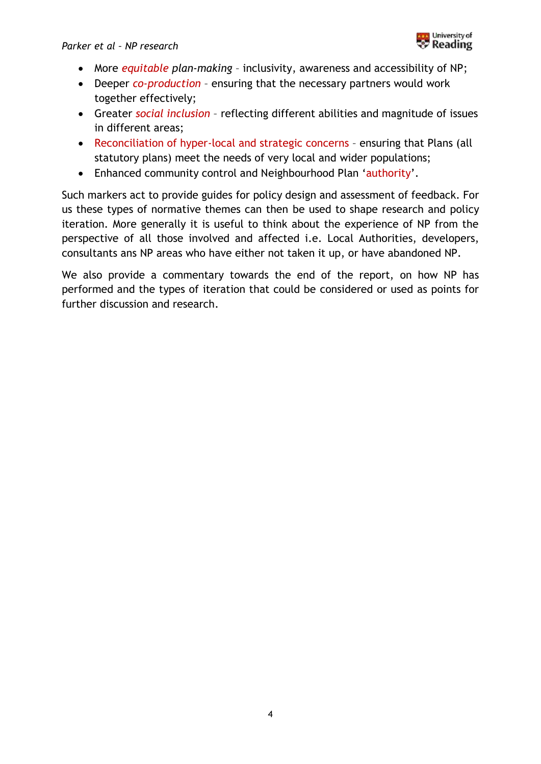- More *equitable plan-making* – inclusivity, awareness and accessibility of NP;
- Deeper *co-production* – ensuring that the necessary partners would work together effectively;
- Greater *social inclusion* – reflecting different abilities and magnitude of issues in different areas;
- Reconciliation of hyper-local and strategic concerns – ensuring that Plans (all statutory plans) meet the needs of very local and wider populations;
- Enhanced community control and Neighbourhood Plan 'authority'.

Such markers act to provide guides for policy design and assessment of feedback. For us these types of normative themes can then be used to shape research and policy iteration. More generally it is useful to think about the experience of NP from the perspective of all those involved and affected i.e. Local Authorities, developers, consultants ans NP areas who have either not taken it up, or have abandoned NP.

We also provide a commentary towards the end of the report, on how NP has performed and the types of iteration that could be considered or used as points for further discussion and research.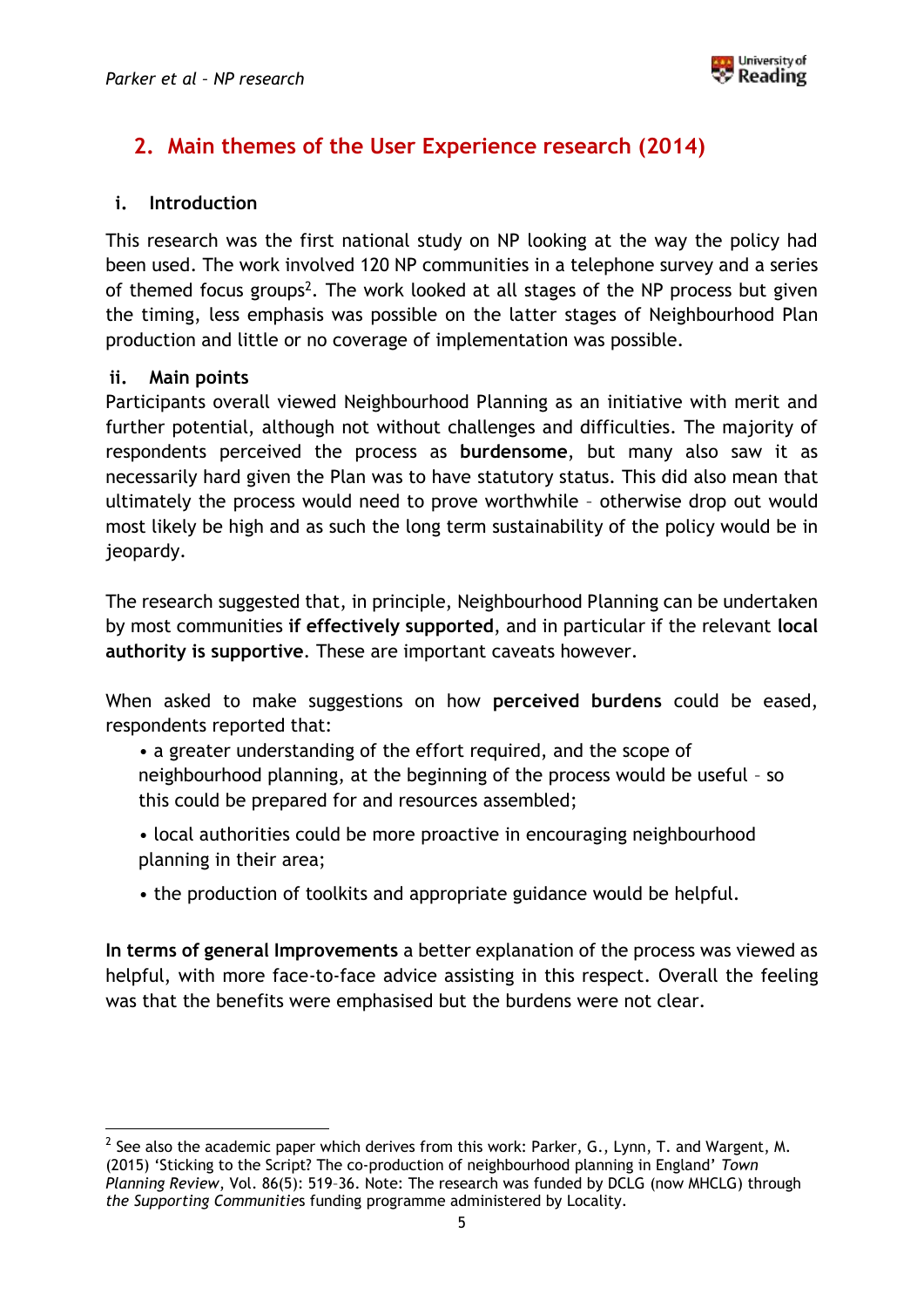## 2. Main themes of the User Experience research (2014)

### i. Introduction

This research was the first national study on NP looking at the way the policy had been used. The work involved 120 NP communities in a telephone survey and a series of themed focus groups[2]. The work looked at all stages of the NP process but given the timing, less emphasis was possible on the latter stages of Neighbourhood Plan production and little or no coverage of implementation was possible.

### ii. Main points

Participants overall viewed Neighbourhood Planning as an initiative with merit and further potential, although not without challenges and difficulties. The majority of respondents perceived the process as **burdensome**, but many also saw it as necessarily hard given the Plan was to have statutory status. This did also mean that ultimately the process would need to prove worthwhile – otherwise drop out would most likely be high and as such the long term sustainability of the policy would be in jeopardy.

The research suggested that, in principle, Neighbourhood Planning can be undertaken by most communities **if effectively supported**, and in particular if the relevant **local authority is supportive**. These are important caveats however.

When asked to make suggestions on how **perceived burdens** could be eased, respondents reported that:

- a greater understanding of the effort required, and the scope of neighbourhood planning, at the beginning of the process would be useful – so this could be prepared for and resources assembled;
- local authorities could be more proactive in encouraging neighbourhood planning in their area;
- the production of toolkits and appropriate guidance would be helpful.

**In terms of general Improvements** a better explanation of the process was viewed as helpful, with more face-to-face advice assisting in this respect. Overall the feeling was that the benefits were emphasised but the burdens were not clear.

---

[2] See also the academic paper which derives from this work: Parker, G., Lynn, T. and Wargent, M. (2015) 'Sticking to the Script? The co-production of neighbourhood planning in England' *Town Planning Review*, Vol. 86(5): 519–36. Note: The research was funded by DCLG (now MHCLG) through *the Supporting Communitie*s funding programme administered by Locality.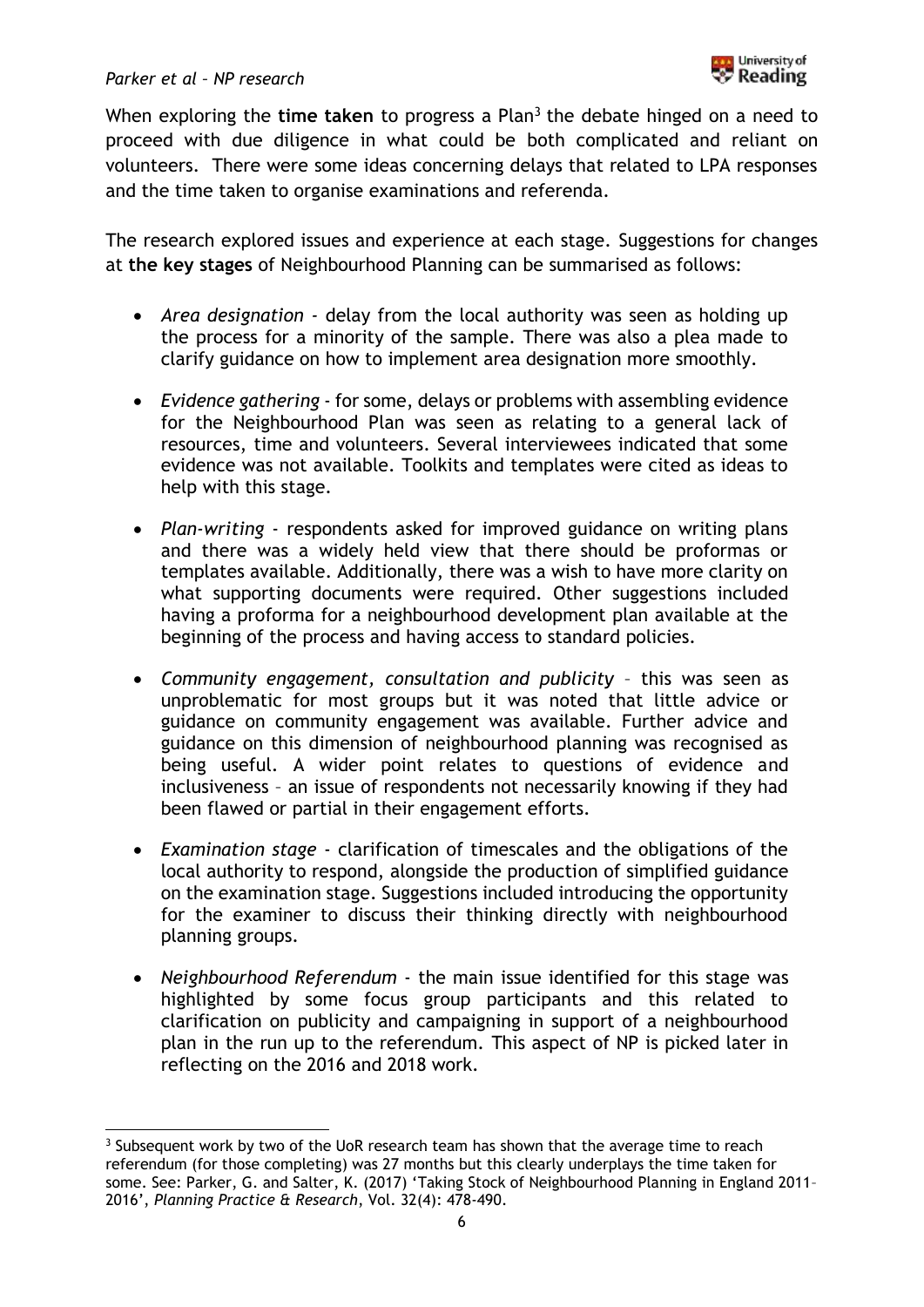When exploring the **time taken** to progress a Plan[3] the debate hinged on a need to proceed with due diligence in what could be both complicated and reliant on volunteers. There were some ideas concerning delays that related to LPA responses and the time taken to organise examinations and referenda.

The research explored issues and experience at each stage. Suggestions for changes at **the key stages** of Neighbourhood Planning can be summarised as follows:

- *Area designation* - delay from the local authority was seen as holding up the process for a minority of the sample. There was also a plea made to clarify guidance on how to implement area designation more smoothly.
- *Evidence gathering* - for some, delays or problems with assembling evidence for the Neighbourhood Plan was seen as relating to a general lack of resources, time and volunteers. Several interviewees indicated that some evidence was not available. Toolkits and templates were cited as ideas to help with this stage.
- *Plan-writing* - respondents asked for improved guidance on writing plans and there was a widely held view that there should be proformas or templates available. Additionally, there was a wish to have more clarity on what supporting documents were required. Other suggestions included having a proforma for a neighbourhood development plan available at the beginning of the process and having access to standard policies.
- *Community engagement, consultation and publicity* – this was seen as unproblematic for most groups but it was noted that little advice or guidance on community engagement was available. Further advice and guidance on this dimension of neighbourhood planning was recognised as being useful. A wider point relates to questions of evidence and inclusiveness – an issue of respondents not necessarily knowing if they had been flawed or partial in their engagement efforts.
- *Examination stage* - clarification of timescales and the obligations of the local authority to respond, alongside the production of simplified guidance on the examination stage. Suggestions included introducing the opportunity for the examiner to discuss their thinking directly with neighbourhood planning groups.
- *Neighbourhood Referendum* - the main issue identified for this stage was highlighted by some focus group participants and this related to clarification on publicity and campaigning in support of a neighbourhood plan in the run up to the referendum. This aspect of NP is picked later in reflecting on the 2016 and 2018 work.

---

[3] Subsequent work by two of the UoR research team has shown that the average time to reach referendum (for those completing) was 27 months but this clearly underplays the time taken for some. See: Parker, G. and Salter, K. (2017) 'Taking Stock of Neighbourhood Planning in England 2011–2016', *Planning Practice & Research*, Vol. 32(4): 478-490.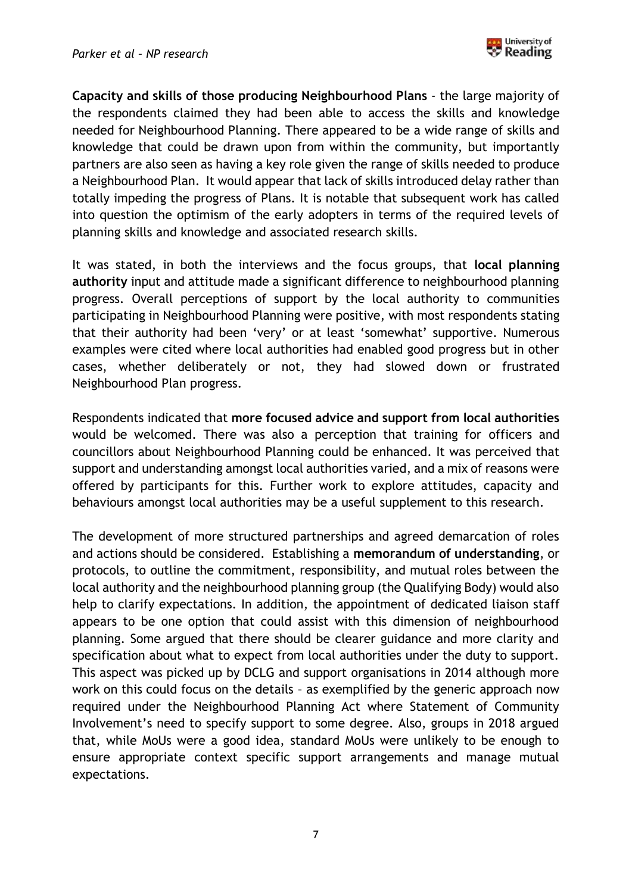**Capacity and skills of those producing Neighbourhood Plans** - the large majority of the respondents claimed they had been able to access the skills and knowledge needed for Neighbourhood Planning. There appeared to be a wide range of skills and knowledge that could be drawn upon from within the community, but importantly partners are also seen as having a key role given the range of skills needed to produce a Neighbourhood Plan. It would appear that lack of skills introduced delay rather than totally impeding the progress of Plans. It is notable that subsequent work has called into question the optimism of the early adopters in terms of the required levels of planning skills and knowledge and associated research skills.

It was stated, in both the interviews and the focus groups, that **local planning authority** input and attitude made a significant difference to neighbourhood planning progress. Overall perceptions of support by the local authority to communities participating in Neighbourhood Planning were positive, with most respondents stating that their authority had been 'very' or at least 'somewhat' supportive. Numerous examples were cited where local authorities had enabled good progress but in other cases, whether deliberately or not, they had slowed down or frustrated Neighbourhood Plan progress.

Respondents indicated that **more focused advice and support from local authorities** would be welcomed. There was also a perception that training for officers and councillors about Neighbourhood Planning could be enhanced. It was perceived that support and understanding amongst local authorities varied, and a mix of reasons were offered by participants for this. Further work to explore attitudes, capacity and behaviours amongst local authorities may be a useful supplement to this research.

The development of more structured partnerships and agreed demarcation of roles and actions should be considered. Establishing a **memorandum of understanding**, or protocols, to outline the commitment, responsibility, and mutual roles between the local authority and the neighbourhood planning group (the Qualifying Body) would also help to clarify expectations. In addition, the appointment of dedicated liaison staff appears to be one option that could assist with this dimension of neighbourhood planning. Some argued that there should be clearer guidance and more clarity and specification about what to expect from local authorities under the duty to support. This aspect was picked up by DCLG and support organisations in 2014 although more work on this could focus on the details – as exemplified by the generic approach now required under the Neighbourhood Planning Act where Statement of Community Involvement's need to specify support to some degree. Also, groups in 2018 argued that, while MoUs were a good idea, standard MoUs were unlikely to be enough to ensure appropriate context specific support arrangements and manage mutual expectations.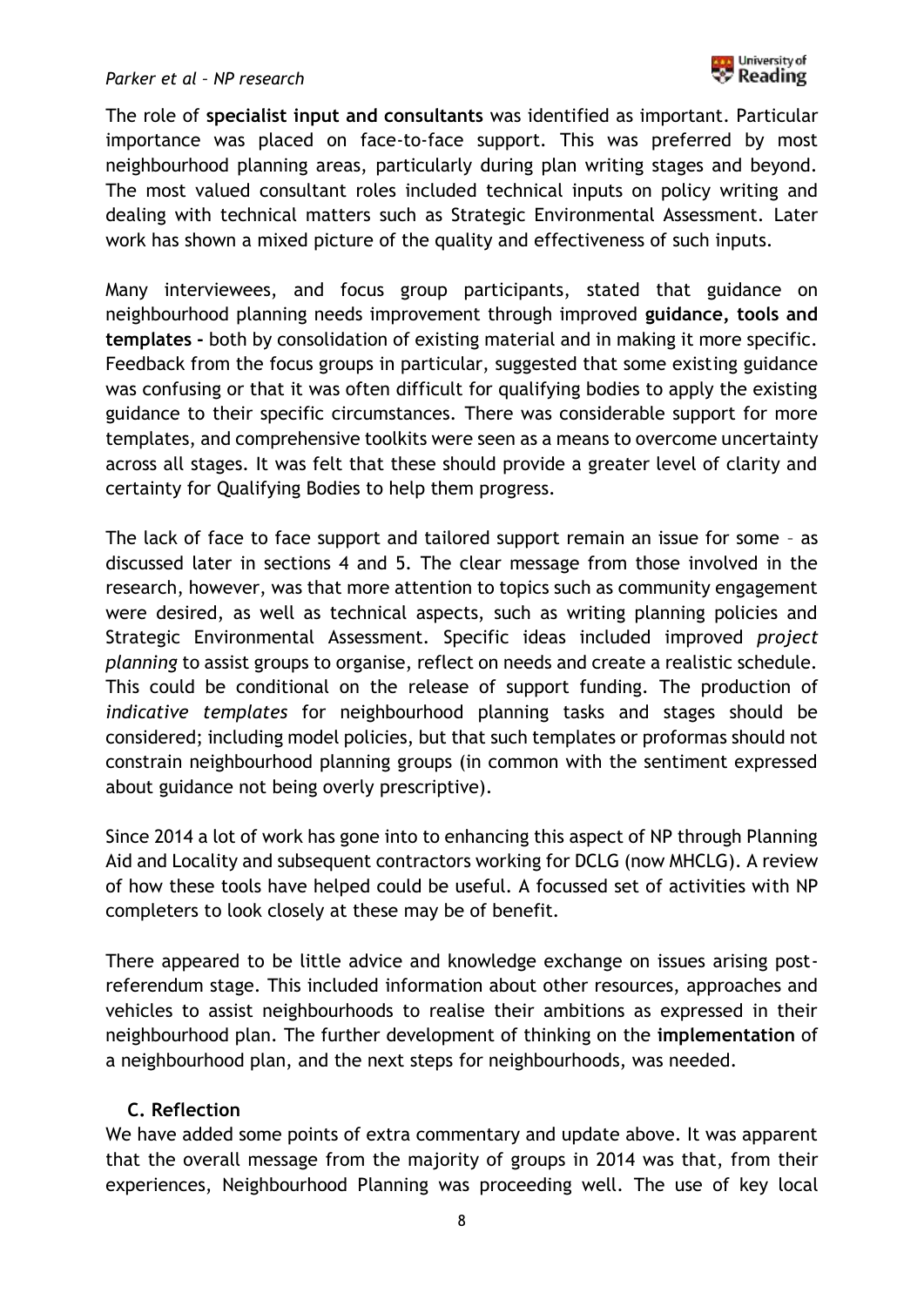The role of **specialist input and consultants** was identified as important. Particular importance was placed on face-to-face support. This was preferred by most neighbourhood planning areas, particularly during plan writing stages and beyond. The most valued consultant roles included technical inputs on policy writing and dealing with technical matters such as Strategic Environmental Assessment. Later work has shown a mixed picture of the quality and effectiveness of such inputs.

Many interviewees, and focus group participants, stated that guidance on neighbourhood planning needs improvement through improved **guidance, tools and templates -** both by consolidation of existing material and in making it more specific. Feedback from the focus groups in particular, suggested that some existing guidance was confusing or that it was often difficult for qualifying bodies to apply the existing guidance to their specific circumstances. There was considerable support for more templates, and comprehensive toolkits were seen as a means to overcome uncertainty across all stages. It was felt that these should provide a greater level of clarity and certainty for Qualifying Bodies to help them progress.

The lack of face to face support and tailored support remain an issue for some – as discussed later in sections 4 and 5. The clear message from those involved in the research, however, was that more attention to topics such as community engagement were desired, as well as technical aspects, such as writing planning policies and Strategic Environmental Assessment. Specific ideas included improved *project planning* to assist groups to organise, reflect on needs and create a realistic schedule. This could be conditional on the release of support funding. The production of *indicative templates* for neighbourhood planning tasks and stages should be considered; including model policies, but that such templates or proformas should not constrain neighbourhood planning groups (in common with the sentiment expressed about guidance not being overly prescriptive).

Since 2014 a lot of work has gone into to enhancing this aspect of NP through Planning Aid and Locality and subsequent contractors working for DCLG (now MHCLG). A review of how these tools have helped could be useful. A focussed set of activities with NP completers to look closely at these may be of benefit.

There appeared to be little advice and knowledge exchange on issues arising post-referendum stage. This included information about other resources, approaches and vehicles to assist neighbourhoods to realise their ambitions as expressed in their neighbourhood plan. The further development of thinking on the **implementation** of a neighbourhood plan, and the next steps for neighbourhoods, was needed.

### C. Reflection

We have added some points of extra commentary and update above. It was apparent that the overall message from the majority of groups in 2014 was that, from their experiences, Neighbourhood Planning was proceeding well. The use of key local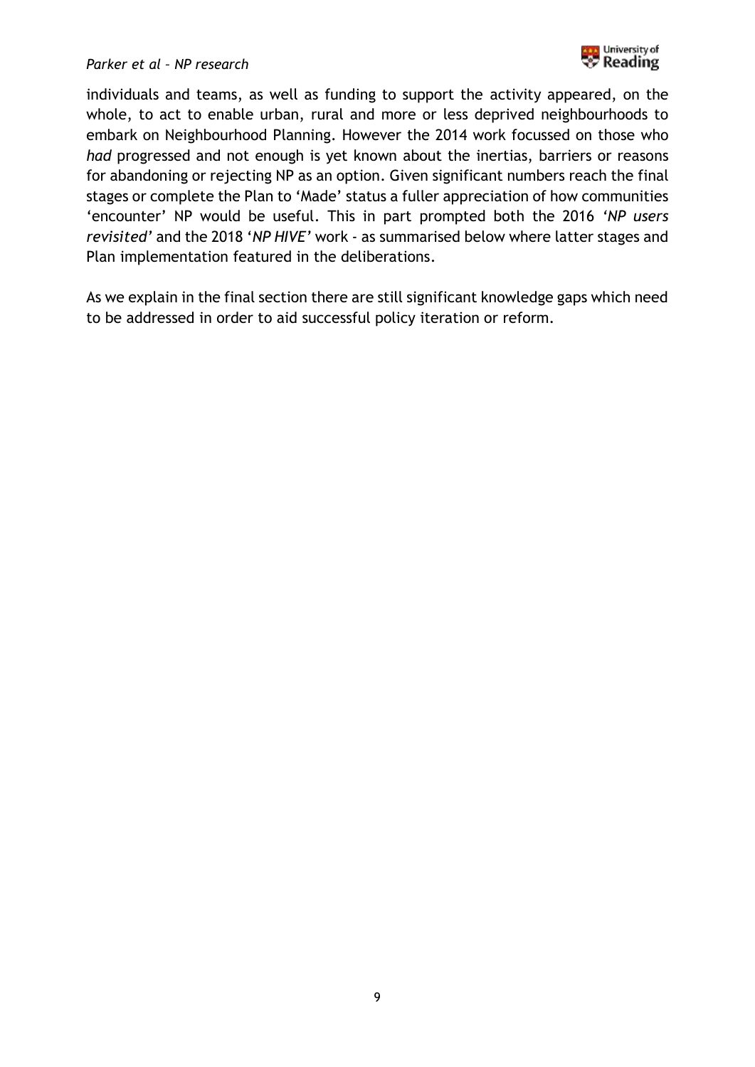individuals and teams, as well as funding to support the activity appeared, on the whole, to act to enable urban, rural and more or less deprived neighbourhoods to embark on Neighbourhood Planning. However the 2014 work focussed on those who *had* progressed and not enough is yet known about the inertias, barriers or reasons for abandoning or rejecting NP as an option. Given significant numbers reach the final stages or complete the Plan to 'Made' status a fuller appreciation of how communities 'encounter' NP would be useful. This in part prompted both the 2016 '*NP users revisited*' and the 2018 '*NP HIVE*' work - as summarised below where latter stages and Plan implementation featured in the deliberations.

As we explain in the final section there are still significant knowledge gaps which need to be addressed in order to aid successful policy iteration or reform.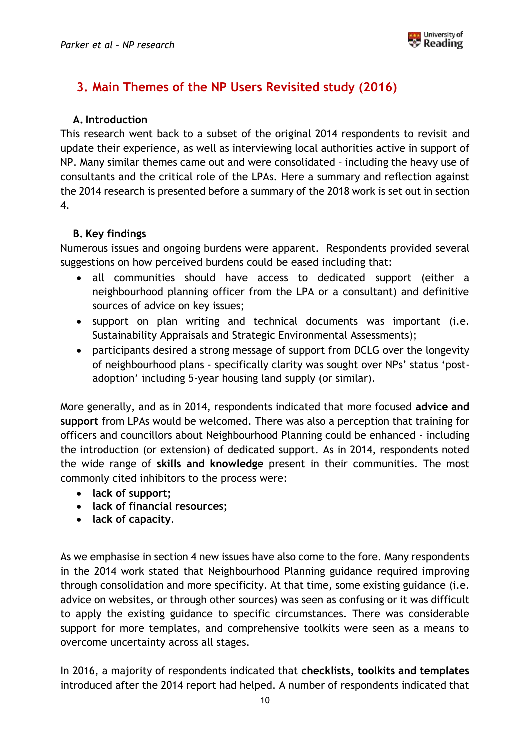## 3. Main Themes of the NP Users Revisited study (2016)

### A. Introduction

This research went back to a subset of the original 2014 respondents to revisit and update their experience, as well as interviewing local authorities active in support of NP. Many similar themes came out and were consolidated – including the heavy use of consultants and the critical role of the LPAs. Here a summary and reflection against the 2014 research is presented before a summary of the 2018 work is set out in section 4.

### B. Key findings

Numerous issues and ongoing burdens were apparent. Respondents provided several suggestions on how perceived burdens could be eased including that:

- all communities should have access to dedicated support (either a neighbourhood planning officer from the LPA or a consultant) and definitive sources of advice on key issues;
- support on plan writing and technical documents was important (i.e. Sustainability Appraisals and Strategic Environmental Assessments);
- participants desired a strong message of support from DCLG over the longevity of neighbourhood plans - specifically clarity was sought over NPs' status 'post-adoption' including 5-year housing land supply (or similar).

More generally, and as in 2014, respondents indicated that more focused **advice and support** from LPAs would be welcomed. There was also a perception that training for officers and councillors about Neighbourhood Planning could be enhanced - including the introduction (or extension) of dedicated support. As in 2014, respondents noted the wide range of **skills and knowledge** present in their communities. The most commonly cited inhibitors to the process were:

- **lack of support;**
- **lack of financial resources;**
- **lack of capacity**.

As we emphasise in section 4 new issues have also come to the fore. Many respondents in the 2014 work stated that Neighbourhood Planning guidance required improving through consolidation and more specificity. At that time, some existing guidance (i.e. advice on websites, or through other sources) was seen as confusing or it was difficult to apply the existing guidance to specific circumstances. There was considerable support for more templates, and comprehensive toolkits were seen as a means to overcome uncertainty across all stages.

In 2016, a majority of respondents indicated that **checklists, toolkits and templates** introduced after the 2014 report had helped. A number of respondents indicated that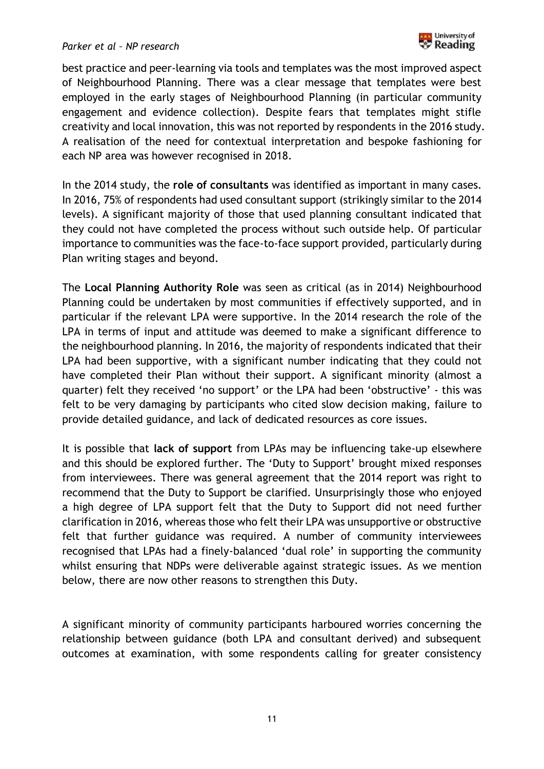best practice and peer-learning via tools and templates was the most improved aspect of Neighbourhood Planning. There was a clear message that templates were best employed in the early stages of Neighbourhood Planning (in particular community engagement and evidence collection). Despite fears that templates might stifle creativity and local innovation, this was not reported by respondents in the 2016 study. A realisation of the need for contextual interpretation and bespoke fashioning for each NP area was however recognised in 2018.

In the 2014 study, the **role of consultants** was identified as important in many cases. In 2016, 75% of respondents had used consultant support (strikingly similar to the 2014 levels). A significant majority of those that used planning consultant indicated that they could not have completed the process without such outside help. Of particular importance to communities was the face-to-face support provided, particularly during Plan writing stages and beyond.

The **Local Planning Authority Role** was seen as critical (as in 2014) Neighbourhood Planning could be undertaken by most communities if effectively supported, and in particular if the relevant LPA were supportive. In the 2014 research the role of the LPA in terms of input and attitude was deemed to make a significant difference to the neighbourhood planning. In 2016, the majority of respondents indicated that their LPA had been supportive, with a significant number indicating that they could not have completed their Plan without their support. A significant minority (almost a quarter) felt they received 'no support' or the LPA had been 'obstructive' - this was felt to be very damaging by participants who cited slow decision making, failure to provide detailed guidance, and lack of dedicated resources as core issues.

It is possible that **lack of support** from LPAs may be influencing take-up elsewhere and this should be explored further. The 'Duty to Support' brought mixed responses from interviewees. There was general agreement that the 2014 report was right to recommend that the Duty to Support be clarified. Unsurprisingly those who enjoyed a high degree of LPA support felt that the Duty to Support did not need further clarification in 2016, whereas those who felt their LPA was unsupportive or obstructive felt that further guidance was required. A number of community interviewees recognised that LPAs had a finely-balanced 'dual role' in supporting the community whilst ensuring that NDPs were deliverable against strategic issues. As we mention below, there are now other reasons to strengthen this Duty.

A significant minority of community participants harboured worries concerning the relationship between guidance (both LPA and consultant derived) and subsequent outcomes at examination, with some respondents calling for greater consistency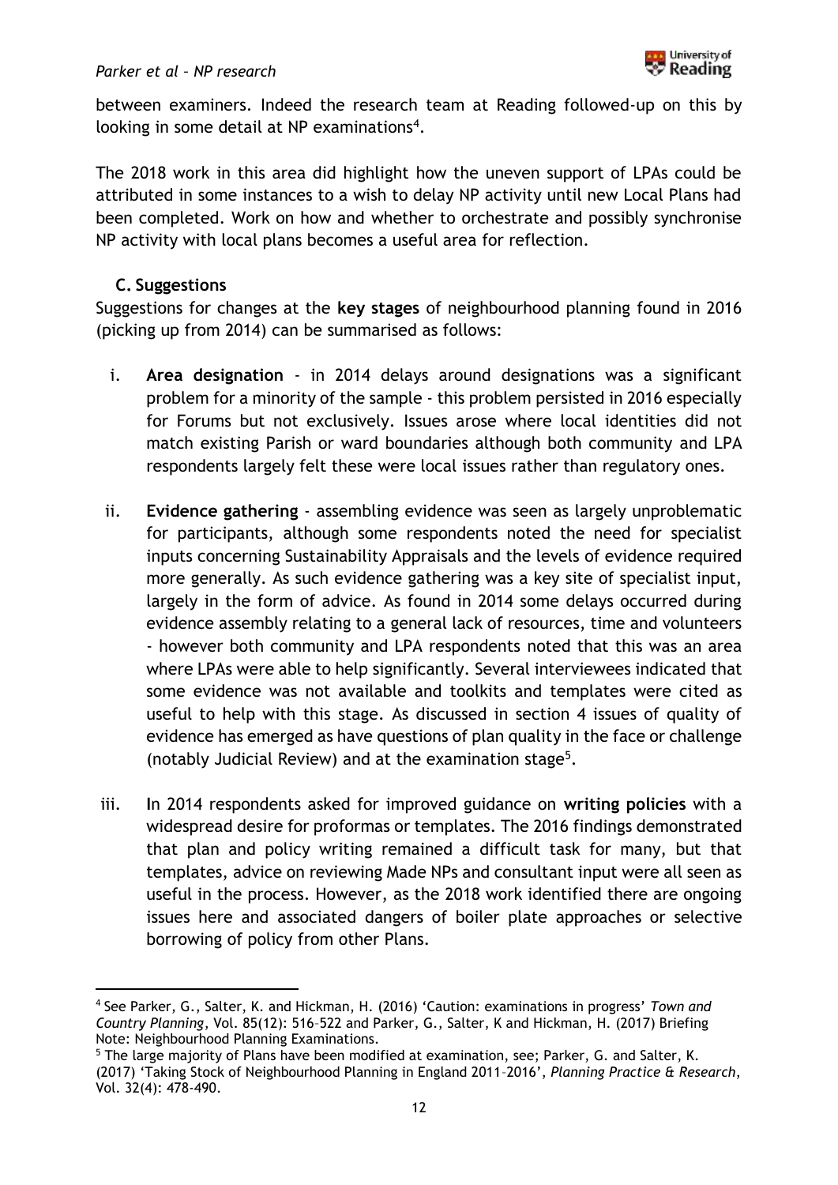between examiners. Indeed the research team at Reading followed-up on this by looking in some detail at NP examinations[4].

The 2018 work in this area did highlight how the uneven support of LPAs could be attributed in some instances to a wish to delay NP activity until new Local Plans had been completed. Work on how and whether to orchestrate and possibly synchronise NP activity with local plans becomes a useful area for reflection.

### C. Suggestions

Suggestions for changes at the **key stages** of neighbourhood planning found in 2016 (picking up from 2014) can be summarised as follows:

i. **Area designation** - in 2014 delays around designations was a significant problem for a minority of the sample - this problem persisted in 2016 especially for Forums but not exclusively. Issues arose where local identities did not match existing Parish or ward boundaries although both community and LPA respondents largely felt these were local issues rather than regulatory ones.

ii. **Evidence gathering** - assembling evidence was seen as largely unproblematic for participants, although some respondents noted the need for specialist inputs concerning Sustainability Appraisals and the levels of evidence required more generally. As such evidence gathering was a key site of specialist input, largely in the form of advice. As found in 2014 some delays occurred during evidence assembly relating to a general lack of resources, time and volunteers - however both community and LPA respondents noted that this was an area where LPAs were able to help significantly. Several interviewees indicated that some evidence was not available and toolkits and templates were cited as useful to help with this stage. As discussed in section 4 issues of quality of evidence has emerged as have questions of plan quality in the face or challenge (notably Judicial Review) and at the examination stage[5].

iii. In 2014 respondents asked for improved guidance on **writing policies** with a widespread desire for proformas or templates. The 2016 findings demonstrated that plan and policy writing remained a difficult task for many, but that templates, advice on reviewing Made NPs and consultant input were all seen as useful in the process. However, as the 2018 work identified there are ongoing issues here and associated dangers of boiler plate approaches or selective borrowing of policy from other Plans.

---

[4] See Parker, G., Salter, K. and Hickman, H. (2016) 'Caution: examinations in progress' *Town and Country Planning*, Vol. 85(12): 516–522 and Parker, G., Salter, K and Hickman, H. (2017) Briefing Note: Neighbourhood Planning Examinations.

[5] The large majority of Plans have been modified at examination, see; Parker, G. and Salter, K. (2017) 'Taking Stock of Neighbourhood Planning in England 2011–2016', *Planning Practice & Research*, Vol. 32(4): 478-490.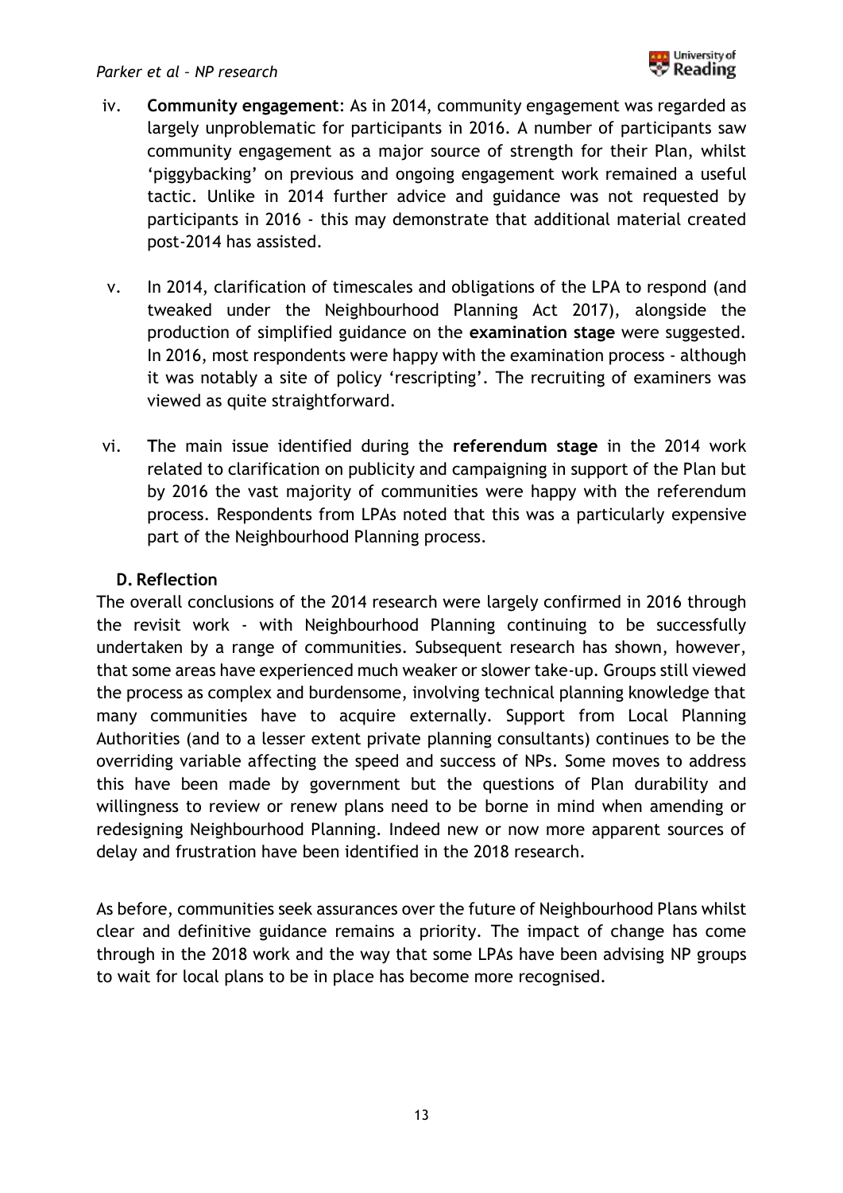iv. **Community engagement**: As in 2014, community engagement was regarded as largely unproblematic for participants in 2016. A number of participants saw community engagement as a major source of strength for their Plan, whilst 'piggybacking' on previous and ongoing engagement work remained a useful tactic. Unlike in 2014 further advice and guidance was not requested by participants in 2016 - this may demonstrate that additional material created post-2014 has assisted.

v. In 2014, clarification of timescales and obligations of the LPA to respond (and tweaked under the Neighbourhood Planning Act 2017), alongside the production of simplified guidance on the **examination stage** were suggested. In 2016, most respondents were happy with the examination process - although it was notably a site of policy 'rescripting'. The recruiting of examiners was viewed as quite straightforward.

vi. **T**he main issue identified during the **referendum stage** in the 2014 work related to clarification on publicity and campaigning in support of the Plan but by 2016 the vast majority of communities were happy with the referendum process. Respondents from LPAs noted that this was a particularly expensive part of the Neighbourhood Planning process.

**D. Reflection**

The overall conclusions of the 2014 research were largely confirmed in 2016 through the revisit work - with Neighbourhood Planning continuing to be successfully undertaken by a range of communities. Subsequent research has shown, however, that some areas have experienced much weaker or slower take-up. Groups still viewed the process as complex and burdensome, involving technical planning knowledge that many communities have to acquire externally. Support from Local Planning Authorities (and to a lesser extent private planning consultants) continues to be the overriding variable affecting the speed and success of NPs. Some moves to address this have been made by government but the questions of Plan durability and willingness to review or renew plans need to be borne in mind when amending or redesigning Neighbourhood Planning. Indeed new or now more apparent sources of delay and frustration have been identified in the 2018 research.

As before, communities seek assurances over the future of Neighbourhood Plans whilst clear and definitive guidance remains a priority. The impact of change has come through in the 2018 work and the way that some LPAs have been advising NP groups to wait for local plans to be in place has become more recognised.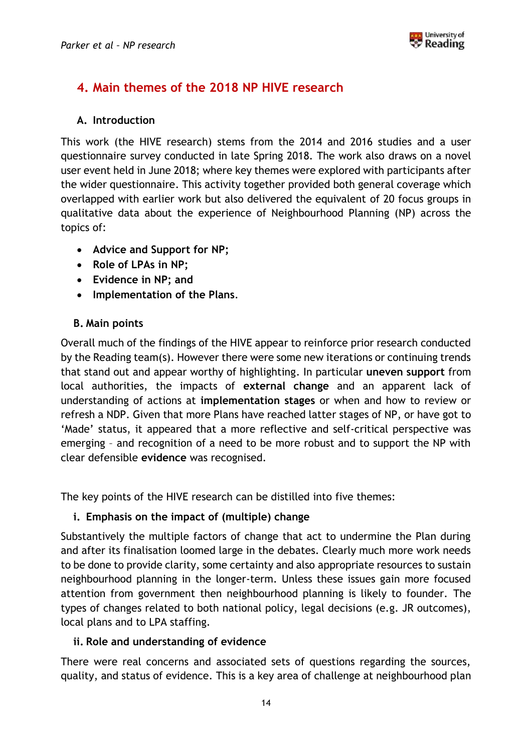## 4. Main themes of the 2018 NP HIVE research

### A. Introduction

This work (the HIVE research) stems from the 2014 and 2016 studies and a user questionnaire survey conducted in late Spring 2018. The work also draws on a novel user event held in June 2018; where key themes were explored with participants after the wider questionnaire. This activity together provided both general coverage which overlapped with earlier work but also delivered the equivalent of 20 focus groups in qualitative data about the experience of Neighbourhood Planning (NP) across the topics of:

- **Advice and Support for NP;**
- **Role of LPAs in NP;**
- **Evidence in NP; and**
- **Implementation of the Plans**.

### B. Main points

Overall much of the findings of the HIVE appear to reinforce prior research conducted by the Reading team(s). However there were some new iterations or continuing trends that stand out and appear worthy of highlighting. In particular **uneven support** from local authorities, the impacts of **external change** and an apparent lack of understanding of actions at **implementation stages** or when and how to review or refresh a NDP. Given that more Plans have reached latter stages of NP, or have got to 'Made' status, it appeared that a more reflective and self-critical perspective was emerging – and recognition of a need to be more robust and to support the NP with clear defensible **evidence** was recognised.

The key points of the HIVE research can be distilled into five themes:

#### i. Emphasis on the impact of (multiple) change

Substantively the multiple factors of change that act to undermine the Plan during and after its finalisation loomed large in the debates. Clearly much more work needs to be done to provide clarity, some certainty and also appropriate resources to sustain neighbourhood planning in the longer-term. Unless these issues gain more focused attention from government then neighbourhood planning is likely to founder. The types of changes related to both national policy, legal decisions (e.g. JR outcomes), local plans and to LPA staffing.

#### ii. Role and understanding of evidence

There were real concerns and associated sets of questions regarding the sources, quality, and status of evidence. This is a key area of challenge at neighbourhood plan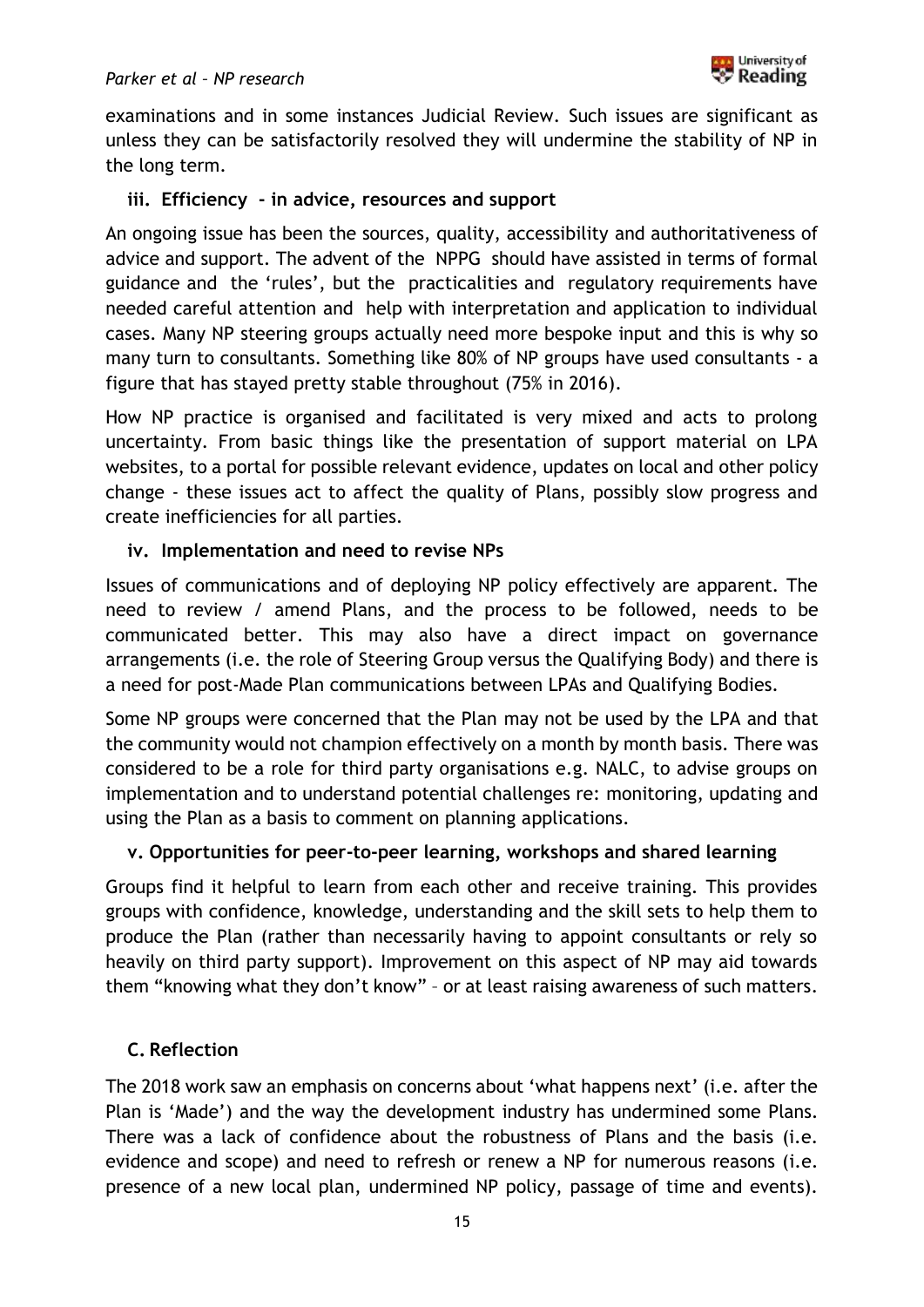examinations and in some instances Judicial Review. Such issues are significant as unless they can be satisfactorily resolved they will undermine the stability of NP in the long term.

### iii. Efficiency - in advice, resources and support

An ongoing issue has been the sources, quality, accessibility and authoritativeness of advice and support. The advent of the NPPG should have assisted in terms of formal guidance and the 'rules', but the practicalities and regulatory requirements have needed careful attention and help with interpretation and application to individual cases. Many NP steering groups actually need more bespoke input and this is why so many turn to consultants. Something like 80% of NP groups have used consultants - a figure that has stayed pretty stable throughout (75% in 2016).

How NP practice is organised and facilitated is very mixed and acts to prolong uncertainty. From basic things like the presentation of support material on LPA websites, to a portal for possible relevant evidence, updates on local and other policy change - these issues act to affect the quality of Plans, possibly slow progress and create inefficiencies for all parties.

### iv. Implementation and need to revise NPs

Issues of communications and of deploying NP policy effectively are apparent. The need to review / amend Plans, and the process to be followed, needs to be communicated better. This may also have a direct impact on governance arrangements (i.e. the role of Steering Group versus the Qualifying Body) and there is a need for post-Made Plan communications between LPAs and Qualifying Bodies.

Some NP groups were concerned that the Plan may not be used by the LPA and that the community would not champion effectively on a month by month basis. There was considered to be a role for third party organisations e.g. NALC, to advise groups on implementation and to understand potential challenges re: monitoring, updating and using the Plan as a basis to comment on planning applications.

### v. Opportunities for peer-to-peer learning, workshops and shared learning

Groups find it helpful to learn from each other and receive training. This provides groups with confidence, knowledge, understanding and the skill sets to help them to produce the Plan (rather than necessarily having to appoint consultants or rely so heavily on third party support). Improvement on this aspect of NP may aid towards them "knowing what they don't know" – or at least raising awareness of such matters.

## C. Reflection

The 2018 work saw an emphasis on concerns about 'what happens next' (i.e. after the Plan is 'Made') and the way the development industry has undermined some Plans. There was a lack of confidence about the robustness of Plans and the basis (i.e. evidence and scope) and need to refresh or renew a NP for numerous reasons (i.e. presence of a new local plan, undermined NP policy, passage of time and events).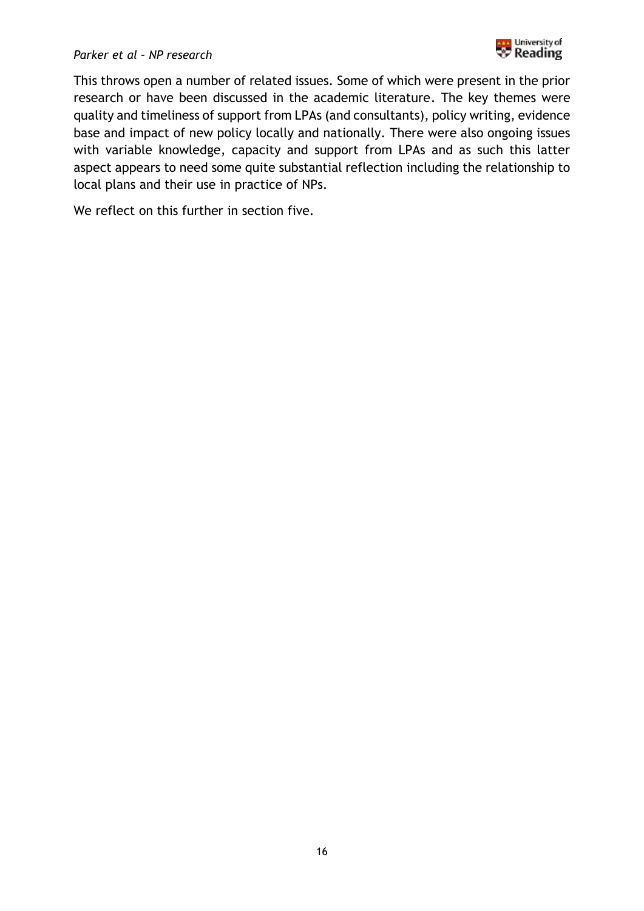This throws open a number of related issues. Some of which were present in the prior research or have been discussed in the academic literature. The key themes were quality and timeliness of support from LPAs (and consultants), policy writing, evidence base and impact of new policy locally and nationally. There were also ongoing issues with variable knowledge, capacity and support from LPAs and as such this latter aspect appears to need some quite substantial reflection including the relationship to local plans and their use in practice of NPs.

We reflect on this further in section five.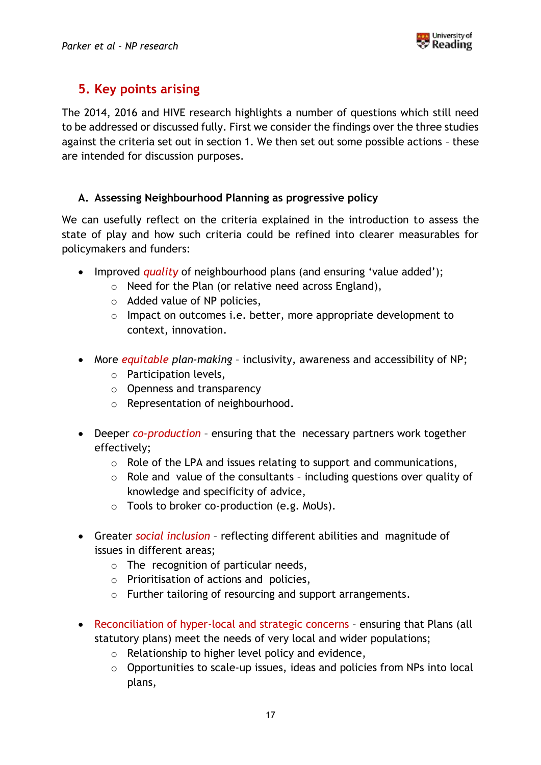## 5. Key points arising

The 2014, 2016 and HIVE research highlights a number of questions which still need to be addressed or discussed fully. First we consider the findings over the three studies against the criteria set out in section 1. We then set out some possible actions – these are intended for discussion purposes.

### A. Assessing Neighbourhood Planning as progressive policy

We can usefully reflect on the criteria explained in the introduction to assess the state of play and how such criteria could be refined into clearer measurables for policymakers and funders:

- Improved *quality* of neighbourhood plans (and ensuring 'value added');
  - Need for the Plan (or relative need across England),
  - Added value of NP policies,
  - Impact on outcomes i.e. better, more appropriate development to context, innovation.

- More *equitable plan-making* – inclusivity, awareness and accessibility of NP;
  - Participation levels,
  - Openness and transparency
  - Representation of neighbourhood.

- Deeper *co-production* – ensuring that the necessary partners work together effectively;
  - Role of the LPA and issues relating to support and communications,
  - Role and value of the consultants – including questions over quality of knowledge and specificity of advice,
  - Tools to broker co-production (e.g. MoUs).

- Greater *social inclusion* – reflecting different abilities and magnitude of issues in different areas;
  - The recognition of particular needs,
  - Prioritisation of actions and policies,
  - Further tailoring of resourcing and support arrangements.

- Reconciliation of hyper-local and strategic concerns – ensuring that Plans (all statutory plans) meet the needs of very local and wider populations;
  - Relationship to higher level policy and evidence,
  - Opportunities to scale-up issues, ideas and policies from NPs into local plans,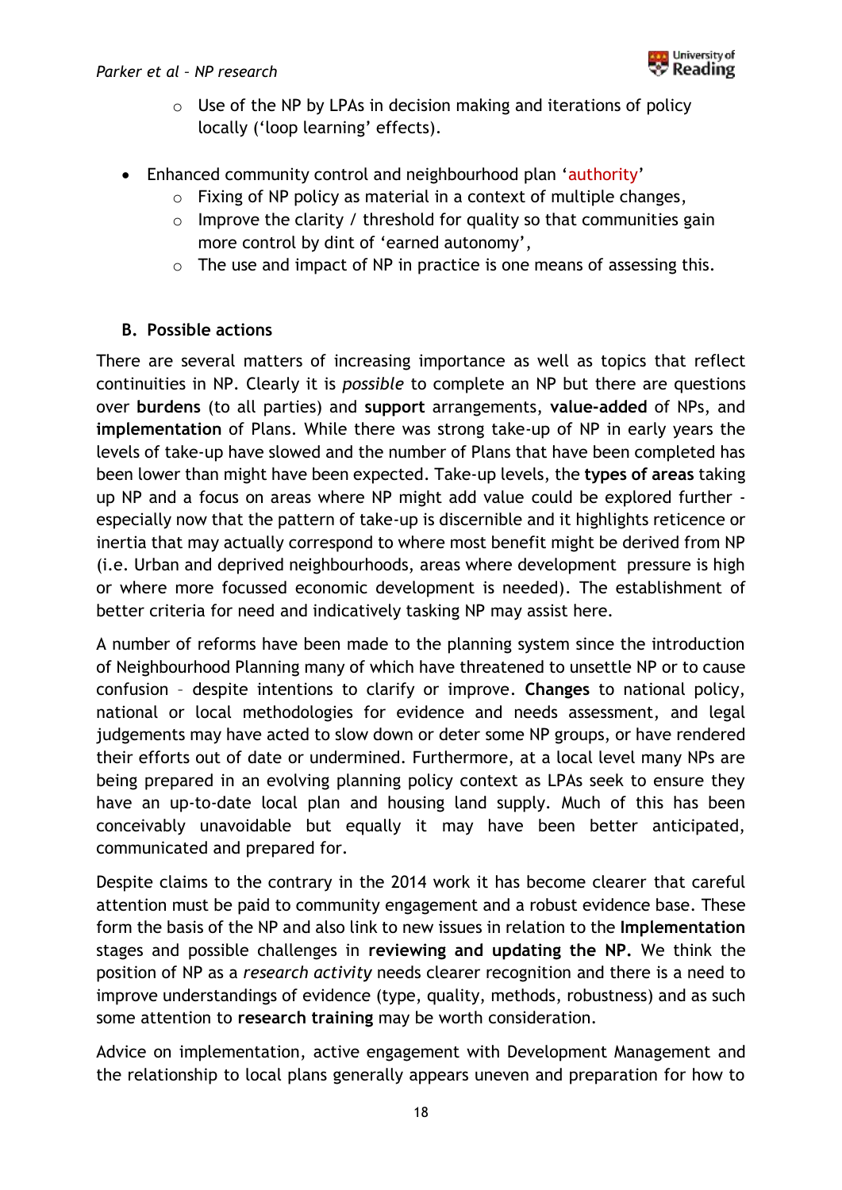- Use of the NP by LPAs in decision making and iterations of policy locally ('loop learning' effects).

- Enhanced community control and neighbourhood plan 'authority'
    - Fixing of NP policy as material in a context of multiple changes,
    - Improve the clarity / threshold for quality so that communities gain more control by dint of 'earned autonomy',
    - The use and impact of NP in practice is one means of assessing this.

### B. Possible actions

There are several matters of increasing importance as well as topics that reflect continuities in NP. Clearly it is *possible* to complete an NP but there are questions over **burdens** (to all parties) and **support** arrangements, **value-added** of NPs, and **implementation** of Plans. While there was strong take-up of NP in early years the levels of take-up have slowed and the number of Plans that have been completed has been lower than might have been expected. Take-up levels, the **types of areas** taking up NP and a focus on areas where NP might add value could be explored further - especially now that the pattern of take-up is discernible and it highlights reticence or inertia that may actually correspond to where most benefit might be derived from NP (i.e. Urban and deprived neighbourhoods, areas where development pressure is high or where more focussed economic development is needed). The establishment of better criteria for need and indicatively tasking NP may assist here.

A number of reforms have been made to the planning system since the introduction of Neighbourhood Planning many of which have threatened to unsettle NP or to cause confusion – despite intentions to clarify or improve. **Changes** to national policy, national or local methodologies for evidence and needs assessment, and legal judgements may have acted to slow down or deter some NP groups, or have rendered their efforts out of date or undermined. Furthermore, at a local level many NPs are being prepared in an evolving planning policy context as LPAs seek to ensure they have an up-to-date local plan and housing land supply. Much of this has been conceivably unavoidable but equally it may have been better anticipated, communicated and prepared for.

Despite claims to the contrary in the 2014 work it has become clearer that careful attention must be paid to community engagement and a robust evidence base. These form the basis of the NP and also link to new issues in relation to the **Implementation** stages and possible challenges in **reviewing and updating the NP.** We think the position of NP as a *research activity* needs clearer recognition and there is a need to improve understandings of evidence (type, quality, methods, robustness) and as such some attention to **research training** may be worth consideration.

Advice on implementation, active engagement with Development Management and the relationship to local plans generally appears uneven and preparation for how to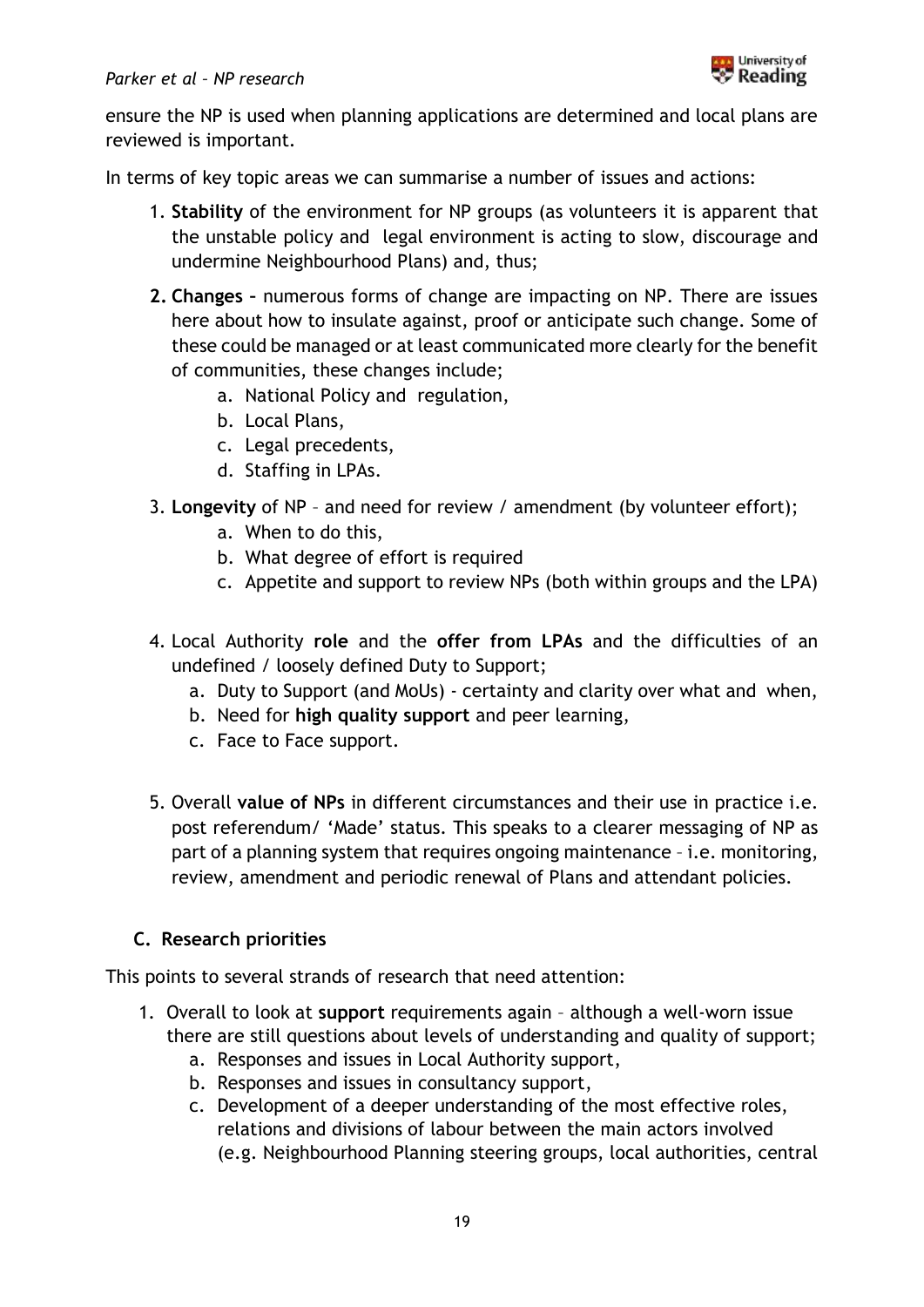ensure the NP is used when planning applications are determined and local plans are reviewed is important.

In terms of key topic areas we can summarise a number of issues and actions:

1. **Stability** of the environment for NP groups (as volunteers it is apparent that the unstable policy and legal environment is acting to slow, discourage and undermine Neighbourhood Plans) and, thus;
2. **Changes –** numerous forms of change are impacting on NP. There are issues here about how to insulate against, proof or anticipate such change. Some of these could be managed or at least communicated more clearly for the benefit of communities, these changes include;
   a. National Policy and regulation,
   b. Local Plans,
   c. Legal precedents,
   d. Staffing in LPAs.
3. **Longevity** of NP – and need for review / amendment (by volunteer effort);
   a. When to do this,
   b. What degree of effort is required
   c. Appetite and support to review NPs (both within groups and the LPA)
4. Local Authority **role** and the **offer from LPAs** and the difficulties of an undefined / loosely defined Duty to Support;
   a. Duty to Support (and MoUs) - certainty and clarity over what and when,
   b. Need for **high quality support** and peer learning,
   c. Face to Face support.
5. Overall **value of NPs** in different circumstances and their use in practice i.e. post referendum/ 'Made' status. This speaks to a clearer messaging of NP as part of a planning system that requires ongoing maintenance – i.e. monitoring, review, amendment and periodic renewal of Plans and attendant policies.

### C. Research priorities

This points to several strands of research that need attention:

1. Overall to look at **support** requirements again – although a well-worn issue there are still questions about levels of understanding and quality of support;
   a. Responses and issues in Local Authority support,
   b. Responses and issues in consultancy support,
   c. Development of a deeper understanding of the most effective roles, relations and divisions of labour between the main actors involved (e.g. Neighbourhood Planning steering groups, local authorities, central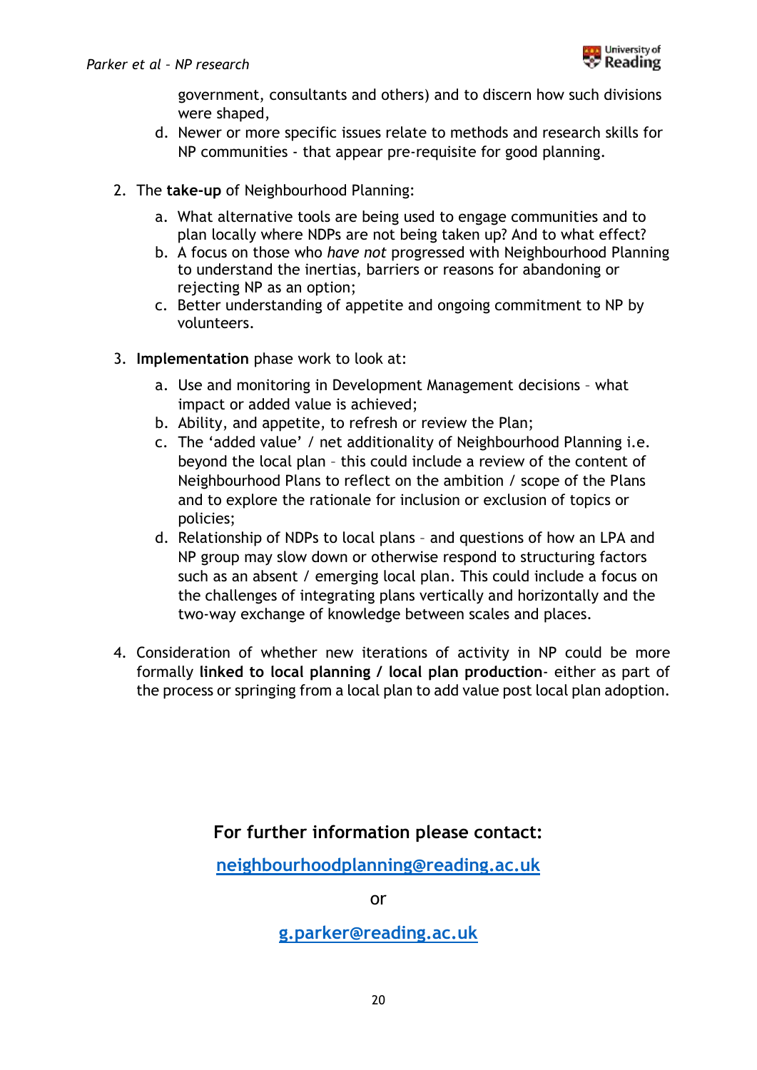government, consultants and others) and to discern how such divisions were shaped,

   d. Newer or more specific issues relate to methods and research skills for NP communities - that appear pre-requisite for good planning.

2. The **take-up** of Neighbourhood Planning:

   a. What alternative tools are being used to engage communities and to plan locally where NDPs are not being taken up? And to what effect?
   b. A focus on those who *have not* progressed with Neighbourhood Planning to understand the inertias, barriers or reasons for abandoning or rejecting NP as an option;
   c. Better understanding of appetite and ongoing commitment to NP by volunteers.

3. **Implementation** phase work to look at:

   a. Use and monitoring in Development Management decisions – what impact or added value is achieved;
   b. Ability, and appetite, to refresh or review the Plan;
   c. The 'added value' / net additionality of Neighbourhood Planning i.e. beyond the local plan – this could include a review of the content of Neighbourhood Plans to reflect on the ambition / scope of the Plans and to explore the rationale for inclusion or exclusion of topics or policies;
   d. Relationship of NDPs to local plans – and questions of how an LPA and NP group may slow down or otherwise respond to structuring factors such as an absent / emerging local plan. This could include a focus on the challenges of integrating plans vertically and horizontally and the two-way exchange of knowledge between scales and places.

4. Consideration of whether new iterations of activity in NP could be more formally **linked to local planning / local plan production**- either as part of the process or springing from a local plan to add value post local plan adoption.

**For further information please contact:**

**neighbourhoodplanning@reading.ac.uk**

or

**g.parker@reading.ac.uk**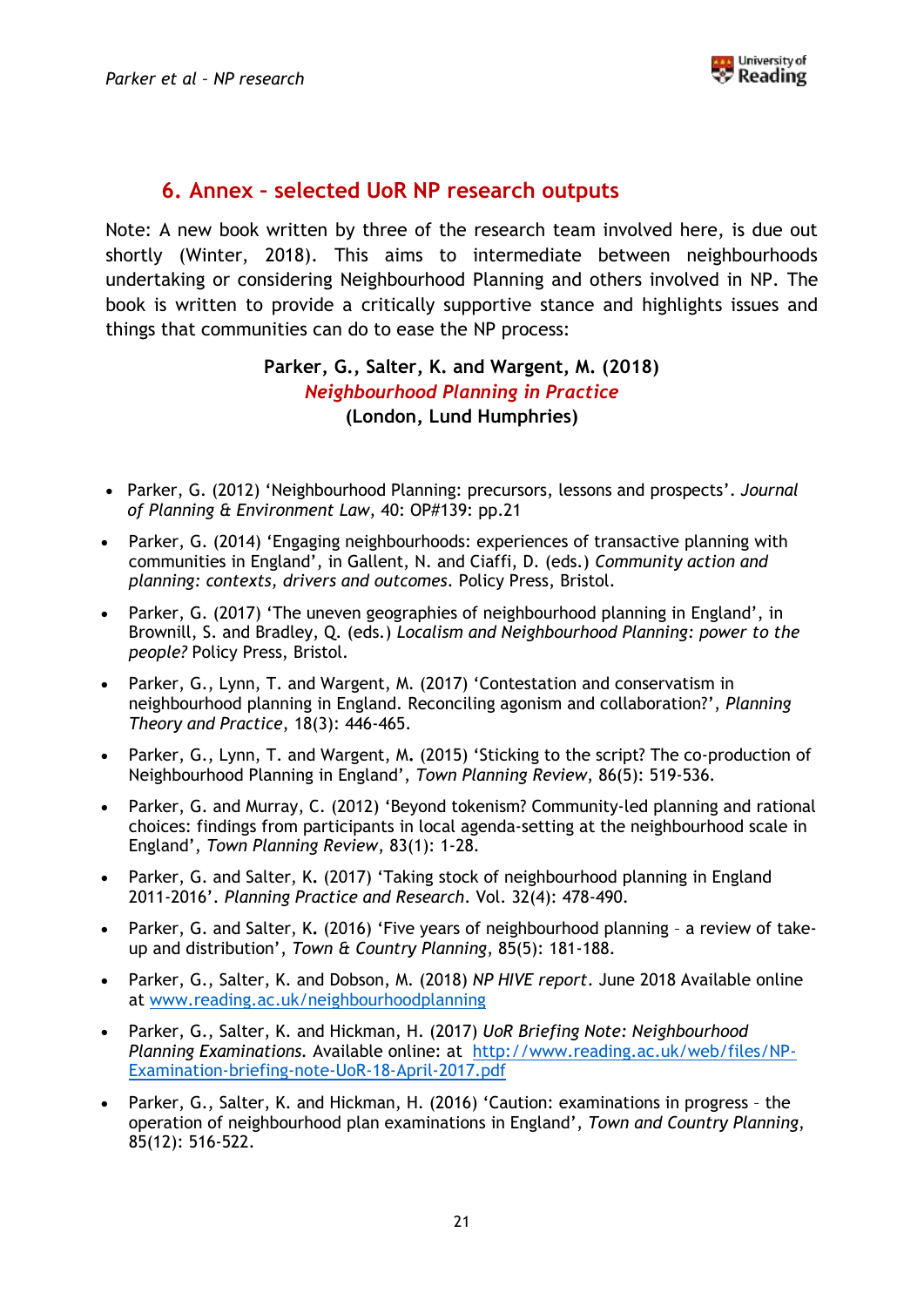## 6. Annex – selected UoR NP research outputs

Note: A new book written by three of the research team involved here, is due out shortly (Winter, 2018). This aims to intermediate between neighbourhoods undertaking or considering Neighbourhood Planning and others involved in NP. The book is written to provide a critically supportive stance and highlights issues and things that communities can do to ease the NP process:

**Parker, G., Salter, K. and Wargent, M. (2018)**
***Neighbourhood Planning in Practice***
**(London, Lund Humphries)**

- Parker, G. (2012) 'Neighbourhood Planning: precursors, lessons and prospects'. *Journal of Planning & Environment Law*, 40: OP#139: pp.21
- Parker, G. (2014) 'Engaging neighbourhoods: experiences of transactive planning with communities in England', in Gallent, N. and Ciaffi, D. (eds.) *Community action and planning: contexts, drivers and outcomes*. Policy Press, Bristol.
- Parker, G. (2017) 'The uneven geographies of neighbourhood planning in England', in Brownill, S. and Bradley, Q. (eds.) *Localism and Neighbourhood Planning: power to the people?* Policy Press, Bristol.
- Parker, G., Lynn, T. and Wargent, M. (2017) 'Contestation and conservatism in neighbourhood planning in England. Reconciling agonism and collaboration?', *Planning Theory and Practice*, 18(3): 446-465.
- Parker, G., Lynn, T. and Wargent, M. (2015) 'Sticking to the script? The co-production of Neighbourhood Planning in England', *Town Planning Review*, 86(5): 519-536.
- Parker, G. and Murray, C. (2012) 'Beyond tokenism? Community-led planning and rational choices: findings from participants in local agenda-setting at the neighbourhood scale in England', *Town Planning Review*, 83(1): 1-28.
- Parker, G. and Salter, K. (2017) 'Taking stock of neighbourhood planning in England 2011-2016'. *Planning Practice and Research*. Vol. 32(4): 478-490.
- Parker, G. and Salter, K. (2016) 'Five years of neighbourhood planning – a review of take-up and distribution', *Town & Country Planning*, 85(5): 181-188.
- Parker, G., Salter, K. and Dobson, M. (2018) *NP HIVE report*. June 2018 Available online at www.reading.ac.uk/neighbourhoodplanning
- Parker, G., Salter, K. and Hickman, H. (2017) *UoR Briefing Note: Neighbourhood Planning Examinations*. Available online: at http://www.reading.ac.uk/web/files/NP-Examination-briefing-note-UoR-18-April-2017.pdf
- Parker, G., Salter, K. and Hickman, H. (2016) 'Caution: examinations in progress – the operation of neighbourhood plan examinations in England', *Town and Country Planning*, 85(12): 516-522.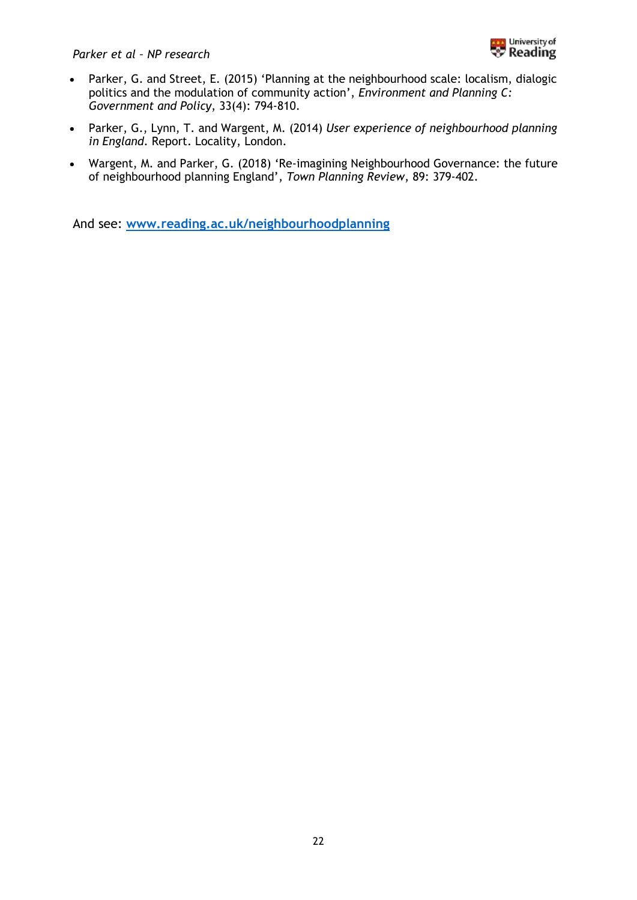- Parker, G. and Street, E. (2015) 'Planning at the neighbourhood scale: localism, dialogic politics and the modulation of community action', *Environment and Planning C: Government and Policy*, 33(4): 794-810.
- Parker, G., Lynn, T. and Wargent, M. (2014) *User experience of neighbourhood planning in England*. Report. Locality, London.
- Wargent, M. and Parker, G. (2018) 'Re-imagining Neighbourhood Governance: the future of neighbourhood planning England', *Town Planning Review*, 89: 379-402.

And see: **[www.reading.ac.uk/neighbourhoodplanning](http://www.reading.ac.uk/neighbourhoodplanning)**